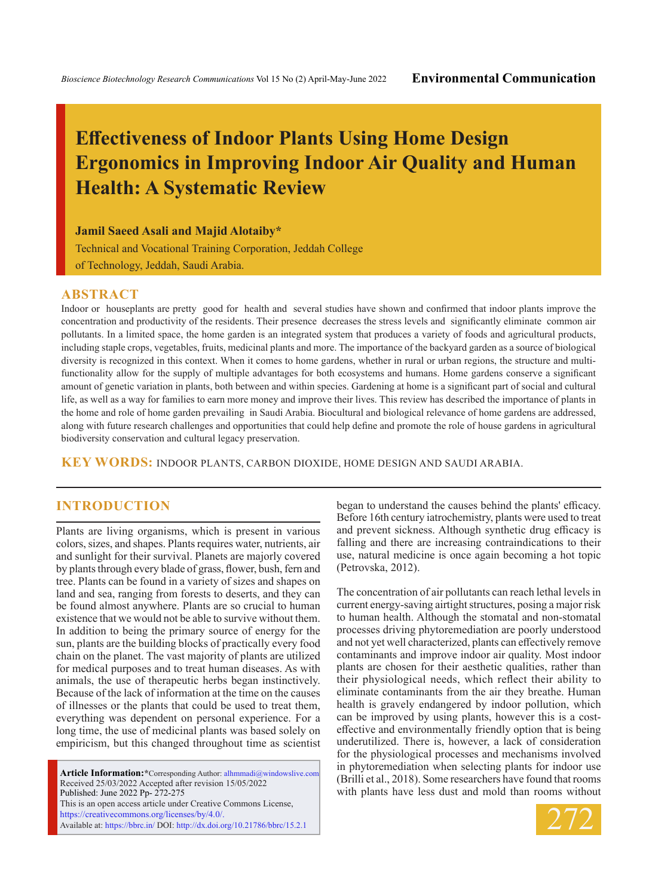Environmental Communication

# Effectiveness of Indoor Plants Using Home Design Ergonomics in Improving Indoor Air Quality and Human Health: A Systematic Review

**Jamil Saeed Asali and Majid Alotaiby***

Technical and Vocational Training Corporation, Jeddah College of Technology, Jeddah, Saudi Arabia.

## ABSTRACT

Indoor or houseplants are pretty good for health and several studies have shown and confirmed that indoor plants improve the concentration and productivity of the residents. Their presence decreases the stress levels and significantly eliminate common air pollutants. In a limited space, the home garden is an integrated system that produces a variety of foods and agricultural products, including staple crops, vegetables, fruits, medicinal plants and more. The importance of the backyard garden as a source of biological diversity is recognized in this context. When it comes to home gardens, whether in rural or urban regions, the structure and multi-functionality allow for the supply of multiple advantages for both ecosystems and humans. Home gardens conserve a significant amount of genetic variation in plants, both between and within species. Gardening at home is a significant part of social and cultural life, as well as a way for families to earn more money and improve their lives. This review has described the importance of plants in the home and role of home garden prevailing in Saudi Arabia. Biocultural and biological relevance of home gardens are addressed, along with future research challenges and opportunities that could help define and promote the role of house gardens in agricultural biodiversity conservation and cultural legacy preservation.

**KEY WORDS:** INDOOR PLANTS, CARBON DIOXIDE, HOME DESIGN AND SAUDI ARABIA.

## INTRODUCTION

Plants are living organisms, which is present in various colors, sizes, and shapes. Plants requires water, nutrients, air and sunlight for their survival. Planets are majorly covered by plants through every blade of grass, flower, bush, fern and tree. Plants can be found in a variety of sizes and shapes on land and sea, ranging from forests to deserts, and they can be found almost anywhere. Plants are so crucial to human existence that we would not be able to survive without them. In addition to being the primary source of energy for the sun, plants are the building blocks of practically every food chain on the planet. The vast majority of plants are utilized for medical purposes and to treat human diseases. As with animals, the use of therapeutic herbs began instinctively. Because of the lack of information at the time on the causes of illnesses or the plants that could be used to treat them, everything was dependent on personal experience. For a long time, the use of medicinal plants was based solely on empiricism, but this changed throughout time as scientist began to understand the causes behind the plants' efficacy. Before 16th century iatrochemistry, plants were used to treat and prevent sickness. Although synthetic drug efficacy is falling and there are increasing contraindications to their use, natural medicine is once again becoming a hot topic (Petrovska, 2012).

The concentration of air pollutants can reach lethal levels in current energy-saving airtight structures, posing a major risk to human health. Although the stomatal and non-stomatal processes driving phytoremediation are poorly understood and not yet well characterized, plants can effectively remove contaminants and improve indoor air quality. Most indoor plants are chosen for their aesthetic qualities, rather than their physiological needs, which reflect their ability to eliminate contaminants from the air they breathe. Human health is gravely endangered by indoor pollution, which can be improved by using plants, however this is a cost-effective and environmentally friendly option that is being underutilized. There is, however, a lack of consideration for the physiological processes and mechanisms involved in phytoremediation when selecting plants for indoor use (Brilli et al., 2018). Some researchers have found that rooms with plants have less dust and mold than rooms without

**Article Information:***Corresponding Author: alhmmadi@windowslive.com
Received 25/03/2022 Accepted after revision 15/05/2022
Published: June 2022 Pp- 272-275
This is an open access article under Creative Commons License, https://creativecommons.org/licenses/by/4.0/.
Available at: https://bbrc.in/ DOI: http://dx.doi.org/10.21786/bbrc/15.2.1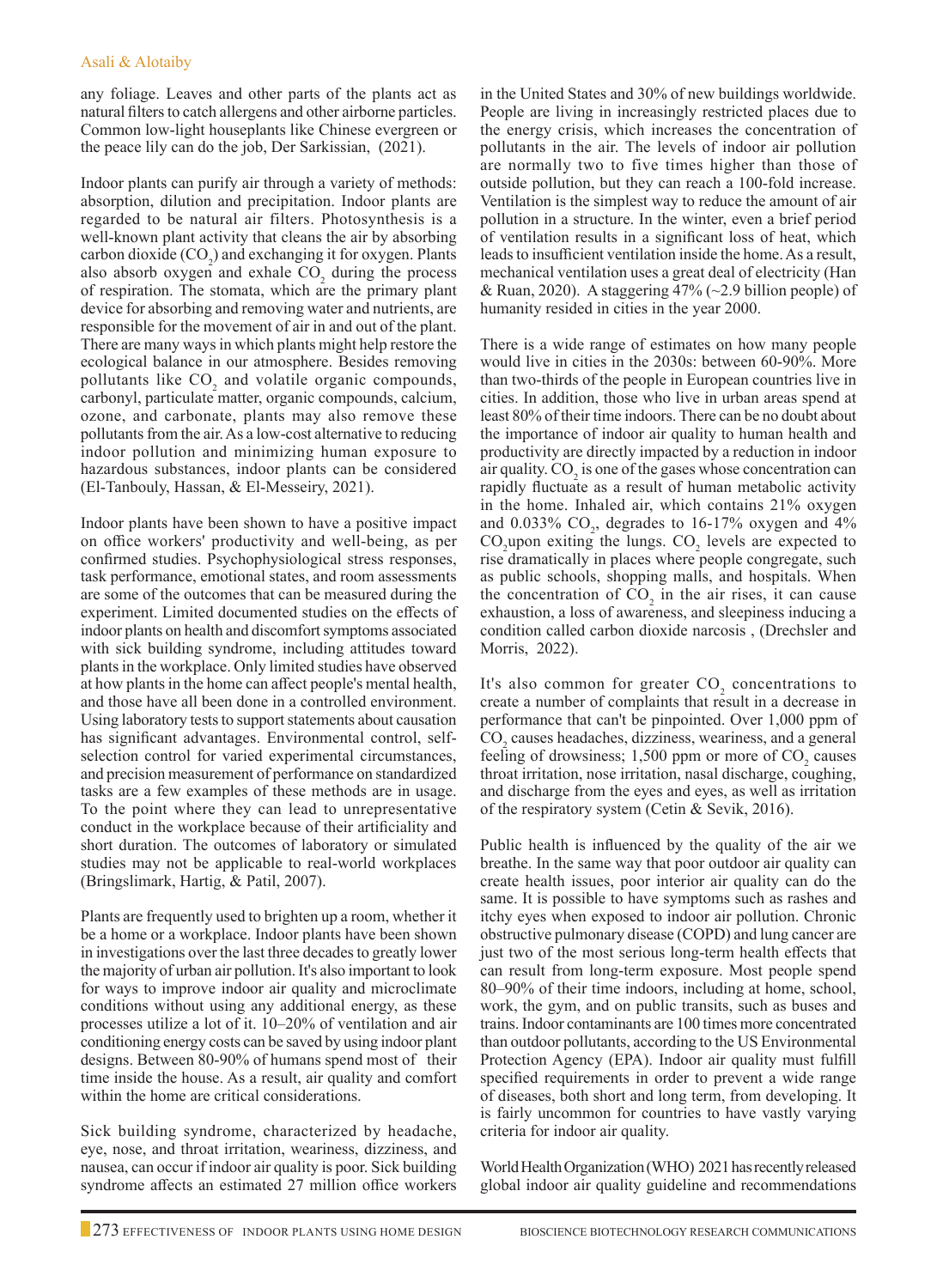any foliage. Leaves and other parts of the plants act as natural filters to catch allergens and other airborne particles. Common low-light houseplants like Chinese evergreen or the peace lily can do the job, Der Sarkissian, (2021).

Indoor plants can purify air through a variety of methods: absorption, dilution and precipitation. Indoor plants are regarded to be natural air filters. Photosynthesis is a well-known plant activity that cleans the air by absorbing carbon dioxide ($CO_2$) and exchanging it for oxygen. Plants also absorb oxygen and exhale $CO_2$ during the process of respiration. The stomata, which are the primary plant device for absorbing and removing water and nutrients, are responsible for the movement of air in and out of the plant. There are many ways in which plants might help restore the ecological balance in our atmosphere. Besides removing pollutants like $CO_2$ and volatile organic compounds, carbonyl, particulate matter, organic compounds, calcium, ozone, and carbonate, plants may also remove these pollutants from the air. As a low-cost alternative to reducing indoor pollution and minimizing human exposure to hazardous substances, indoor plants can be considered (El-Tanbouly, Hassan, & El-Messeiry, 2021).

Indoor plants have been shown to have a positive impact on office workers' productivity and well-being, as per confirmed studies. Psychophysiological stress responses, task performance, emotional states, and room assessments are some of the outcomes that can be measured during the experiment. Limited documented studies on the effects of indoor plants on health and discomfort symptoms associated with sick building syndrome, including attitudes toward plants in the workplace. Only limited studies have observed at how plants in the home can affect people's mental health, and those have all been done in a controlled environment. Using laboratory tests to support statements about causation has significant advantages. Environmental control, self-selection control for varied experimental circumstances, and precision measurement of performance on standardized tasks are a few examples of these methods are in usage. To the point where they can lead to unrepresentative conduct in the workplace because of their artificiality and short duration. The outcomes of laboratory or simulated studies may not be applicable to real-world workplaces (Bringslimark, Hartig, & Patil, 2007).

Plants are frequently used to brighten up a room, whether it be a home or a workplace. Indoor plants have been shown in investigations over the last three decades to greatly lower the majority of urban air pollution. It's also important to look for ways to improve indoor air quality and microclimate conditions without using any additional energy, as these processes utilize a lot of it. 10–20% of ventilation and air conditioning energy costs can be saved by using indoor plant designs. Between 80-90% of humans spend most of their time inside the house. As a result, air quality and comfort within the home are critical considerations.

Sick building syndrome, characterized by headache, eye, nose, and throat irritation, weariness, dizziness, and nausea, can occur if indoor air quality is poor. Sick building syndrome affects an estimated 27 million office workers in the United States and 30% of new buildings worldwide. People are living in increasingly restricted places due to the energy crisis, which increases the concentration of pollutants in the air. The levels of indoor air pollution are normally two to five times higher than those of outside pollution, but they can reach a 100-fold increase. Ventilation is the simplest way to reduce the amount of air pollution in a structure. In the winter, even a brief period of ventilation results in a significant loss of heat, which leads to insufficient ventilation inside the home. As a result, mechanical ventilation uses a great deal of electricity (Han & Ruan, 2020). A staggering 47% (~2.9 billion people) of humanity resided in cities in the year 2000.

There is a wide range of estimates on how many people would live in cities in the 2030s: between 60-90%. More than two-thirds of the people in European countries live in cities. In addition, those who live in urban areas spend at least 80% of their time indoors. There can be no doubt about the importance of indoor air quality to human health and productivity are directly impacted by a reduction in indoor air quality. $CO_2$ is one of the gases whose concentration can rapidly fluctuate as a result of human metabolic activity in the home. Inhaled air, which contains 21% oxygen and 0.033% $CO_2$, degrades to 16-17% oxygen and 4% $CO_2$upon exiting the lungs. $CO_2$ levels are expected to rise dramatically in places where people congregate, such as public schools, shopping malls, and hospitals. When the concentration of $CO_2$ in the air rises, it can cause exhaustion, a loss of awareness, and sleepiness inducing a condition called carbon dioxide narcosis , (Drechsler and Morris, 2022).

It's also common for greater $CO_2$ concentrations to create a number of complaints that result in a decrease in performance that can't be pinpointed. Over 1,000 ppm of $CO_2$ causes headaches, dizziness, weariness, and a general feeling of drowsiness; 1,500 ppm or more of $CO_2$ causes throat irritation, nose irritation, nasal discharge, coughing, and discharge from the eyes and eyes, as well as irritation of the respiratory system (Cetin & Sevik, 2016).

Public health is influenced by the quality of the air we breathe. In the same way that poor outdoor air quality can create health issues, poor interior air quality can do the same. It is possible to have symptoms such as rashes and itchy eyes when exposed to indoor air pollution. Chronic obstructive pulmonary disease (COPD) and lung cancer are just two of the most serious long-term health effects that can result from long-term exposure. Most people spend 80–90% of their time indoors, including at home, school, work, the gym, and on public transits, such as buses and trains. Indoor contaminants are 100 times more concentrated than outdoor pollutants, according to the US Environmental Protection Agency (EPA). Indoor air quality must fulfill specified requirements in order to prevent a wide range of diseases, both short and long term, from developing. It is fairly uncommon for countries to have vastly varying criteria for indoor air quality.

World Health Organization (WHO) 2021 has recently released global indoor air quality guideline and recommendations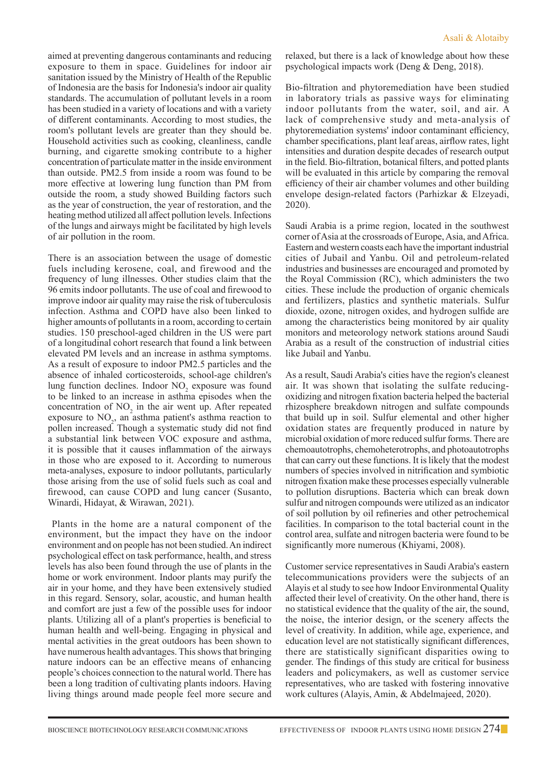aimed at preventing dangerous contaminants and reducing exposure to them in space. Guidelines for indoor air sanitation issued by the Ministry of Health of the Republic of Indonesia are the basis for Indonesia's indoor air quality standards. The accumulation of pollutant levels in a room has been studied in a variety of locations and with a variety of different contaminants. According to most studies, the room's pollutant levels are greater than they should be. Household activities such as cooking, cleanliness, candle burning, and cigarette smoking contribute to a higher concentration of particulate matter in the inside environment than outside. PM2.5 from inside a room was found to be more effective at lowering lung function than PM from outside the room, a study showed Building factors such as the year of construction, the year of restoration, and the heating method utilized all affect pollution levels. Infections of the lungs and airways might be facilitated by high levels of air pollution in the room.

There is an association between the usage of domestic fuels including kerosene, coal, and firewood and the frequency of lung illnesses. Other studies claim that the 96 emits indoor pollutants. The use of coal and firewood to improve indoor air quality may raise the risk of tuberculosis infection. Asthma and COPD have also been linked to higher amounts of pollutants in a room, according to certain studies. 150 preschool-aged children in the US were part of a longitudinal cohort research that found a link between elevated PM levels and an increase in asthma symptoms. As a result of exposure to indoor PM2.5 particles and the absence of inhaled corticosteroids, school-age children's lung function declines. Indoor $NO_2$ exposure was found to be linked to an increase in asthma episodes when the concentration of $NO_2$ in the air went up. After repeated exposure to $NO_2$, an asthma patient's asthma reaction to pollen increased. Though a systematic study did not find a substantial link between VOC exposure and asthma, it is possible that it causes inflammation of the airways in those who are exposed to it. According to numerous meta-analyses, exposure to indoor pollutants, particularly those arising from the use of solid fuels such as coal and firewood, can cause COPD and lung cancer (Susanto, Winardi, Hidayat, & Wirawan, 2021).

Plants in the home are a natural component of the environment, but the impact they have on the indoor environment and on people has not been studied. An indirect psychological effect on task performance, health, and stress levels has also been found through the use of plants in the home or work environment. Indoor plants may purify the air in your home, and they have been extensively studied in this regard. Sensory, solar, acoustic, and human health and comfort are just a few of the possible uses for indoor plants. Utilizing all of a plant's properties is beneficial to human health and well-being. Engaging in physical and mental activities in the great outdoors has been shown to have numerous health advantages. This shows that bringing nature indoors can be an effective means of enhancing people's choices connection to the natural world. There has been a long tradition of cultivating plants indoors. Having living things around made people feel more secure and relaxed, but there is a lack of knowledge about how these psychological impacts work (Deng & Deng, 2018).

Bio-filtration and phytoremediation have been studied in laboratory trials as passive ways for eliminating indoor pollutants from the water, soil, and air. A lack of comprehensive study and meta-analysis of phytoremediation systems' indoor contaminant efficiency, chamber specifications, plant leaf areas, airflow rates, light intensities and duration despite decades of research output in the field. Bio-filtration, botanical filters, and potted plants will be evaluated in this article by comparing the removal efficiency of their air chamber volumes and other building envelope design-related factors (Parhizkar & Elzeyadi, 2020).

Saudi Arabia is a prime region, located in the southwest corner of Asia at the crossroads of Europe, Asia, and Africa. Eastern and western coasts each have the important industrial cities of Jubail and Yanbu. Oil and petroleum-related industries and businesses are encouraged and promoted by the Royal Commission (RC), which administers the two cities. These include the production of organic chemicals and fertilizers, plastics and synthetic materials. Sulfur dioxide, ozone, nitrogen oxides, and hydrogen sulfide are among the characteristics being monitored by air quality monitors and meteorology network stations around Saudi Arabia as a result of the construction of industrial cities like Jubail and Yanbu.

As a result, Saudi Arabia's cities have the region's cleanest air. It was shown that isolating the sulfate reducing-oxidizing and nitrogen fixation bacteria helped the bacterial rhizosphere breakdown nitrogen and sulfate compounds that build up in soil. Sulfur elemental and other higher oxidation states are frequently produced in nature by microbial oxidation of more reduced sulfur forms. There are chemoautotrophs, chemoheterotrophs, and photoautotrophs that can carry out these functions. It is likely that the modest numbers of species involved in nitrification and symbiotic nitrogen fixation make these processes especially vulnerable to pollution disruptions. Bacteria which can break down sulfur and nitrogen compounds were utilized as an indicator of soil pollution by oil refineries and other petrochemical facilities. In comparison to the total bacterial count in the control area, sulfate and nitrogen bacteria were found to be significantly more numerous (Khiyami, 2008).

Customer service representatives in Saudi Arabia's eastern telecommunications providers were the subjects of an Alayis et al study to see how Indoor Environmental Quality affected their level of creativity. On the other hand, there is no statistical evidence that the quality of the air, the sound, the noise, the interior design, or the scenery affects the level of creativity. In addition, while age, experience, and education level are not statistically significant differences, there are statistically significant disparities owing to gender. The findings of this study are critical for business leaders and policymakers, as well as customer service representatives, who are tasked with fostering innovative work cultures (Alayis, Amin, & Abdelmajeed, 2020).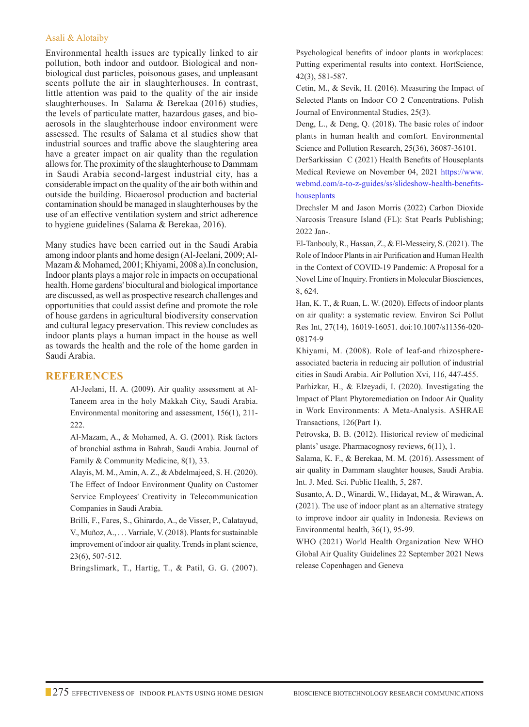Environmental health issues are typically linked to air pollution, both indoor and outdoor. Biological and non-biological dust particles, poisonous gases, and unpleasant scents pollute the air in slaughterhouses. In contrast, little attention was paid to the quality of the air inside slaughterhouses. In Salama & Berekaa (2016) studies, the levels of particulate matter, hazardous gases, and bio-aerosols in the slaughterhouse indoor environment were assessed. The results of Salama et al studies show that industrial sources and traffic above the slaughtering area have a greater impact on air quality than the regulation allows for. The proximity of the slaughterhouse to Dammam in Saudi Arabia second-largest industrial city, has a considerable impact on the quality of the air both within and outside the building. Bioaerosol production and bacterial contamination should be managed in slaughterhouses by the use of an effective ventilation system and strict adherence to hygiene guidelines (Salama & Berekaa, 2016).

Many studies have been carried out in the Saudi Arabia among indoor plants and home design (Al-Jeelani, 2009; Al-Mazam & Mohamed, 2001; Khiyami, 2008 a).In conclusion, Indoor plants plays a major role in impacts on occupational health. Home gardens' biocultural and biological importance are discussed, as well as prospective research challenges and opportunities that could assist define and promote the role of house gardens in agricultural biodiversity conservation and cultural legacy preservation. This review concludes as indoor plants plays a human impact in the house as well as towards the health and the role of the home garden in Saudi Arabia.

## REFERENCES

Al-Jeelani, H. A. (2009). Air quality assessment at Al-Taneem area in the holy Makkah City, Saudi Arabia. Environmental monitoring and assessment, 156(1), 211-222.

Al-Mazam, A., & Mohamed, A. G. (2001). Risk factors of bronchial asthma in Bahrah, Saudi Arabia. Journal of Family & Community Medicine, 8(1), 33.

Alayis, M. M., Amin, A. Z., & Abdelmajeed, S. H. (2020). The Effect of Indoor Environment Quality on Customer Service Employees' Creativity in Telecommunication Companies in Saudi Arabia.

Brilli, F., Fares, S., Ghirardo, A., de Visser, P., Calatayud, V., Muñoz, A., . . . Varriale, V. (2018). Plants for sustainable improvement of indoor air quality. Trends in plant science, 23(6), 507-512.

Bringslimark, T., Hartig, T., & Patil, G. G. (2007). Psychological benefits of indoor plants in workplaces: Putting experimental results into context. HortScience, 42(3), 581-587.

Cetin, M., & Sevik, H. (2016). Measuring the Impact of Selected Plants on Indoor CO 2 Concentrations. Polish Journal of Environmental Studies, 25(3).

Deng, L., & Deng, Q. (2018). The basic roles of indoor plants in human health and comfort. Environmental Science and Pollution Research, 25(36), 36087-36101.

DerSarkissian C (2021) Health Benefits of Houseplants Medical Reviewe on November 04, 2021 https://www.webmd.com/a-to-z-guides/ss/slideshow-health-benefits-houseplants

Drechsler M and Jason Morris (2022) Carbon Dioxide Narcosis Treasure Island (FL): Stat Pearls Publishing; 2022 Jan-.

El-Tanbouly, R., Hassan, Z., & El-Messeiry, S. (2021). The Role of Indoor Plants in air Purification and Human Health in the Context of COVID-19 Pandemic: A Proposal for a Novel Line of Inquiry. Frontiers in Molecular Biosciences, 8, 624.

Han, K. T., & Ruan, L. W. (2020). Effects of indoor plants on air quality: a systematic review. Environ Sci Pollut Res Int, 27(14), 16019-16051. doi:10.1007/s11356-020-08174-9

Khiyami, M. (2008). Role of leaf-and rhizosphere-associated bacteria in reducing air pollution of industrial cities in Saudi Arabia. Air Pollution Xvi, 116, 447-455.

Parhizkar, H., & Elzeyadi, I. (2020). Investigating the Impact of Plant Phytoremediation on Indoor Air Quality in Work Environments: A Meta-Analysis. ASHRAE Transactions, 126(Part 1).

Petrovska, B. B. (2012). Historical review of medicinal plants' usage. Pharmacognosy reviews, 6(11), 1.

Salama, K. F., & Berekaa, M. M. (2016). Assessment of air quality in Dammam slaughter houses, Saudi Arabia. Int. J. Med. Sci. Public Health, 5, 287.

Susanto, A. D., Winardi, W., Hidayat, M., & Wirawan, A. (2021). The use of indoor plant as an alternative strategy to improve indoor air quality in Indonesia. Reviews on Environmental health, 36(1), 95-99.

WHO (2021) World Health Organization New WHO Global Air Quality Guidelines 22 September 2021 News release Copenhagen and Geneva